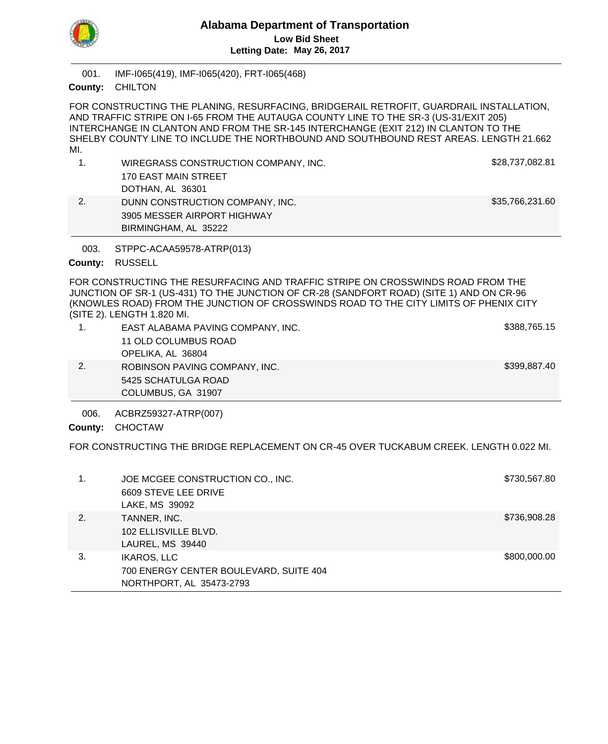# Alabama Department of Transportation

**Low Bid Sheet**

**Letting Date: May 26, 2017**

---

001. IMF-I065(419), IMF-I065(420), FRT-I065(468)

**County:** CHILTON

FOR CONSTRUCTING THE PLANING, RESURFACING, BRIDGERAIL RETROFIT, GUARDRAIL INSTALLATION, AND TRAFFIC STRIPE ON I-65 FROM THE AUTAUGA COUNTY LINE TO THE SR-3 (US-31/EXIT 205) INTERCHANGE IN CLANTON AND FROM THE SR-145 INTERCHANGE (EXIT 212) IN CLANTON TO THE SHELBY COUNTY LINE TO INCLUDE THE NORTHBOUND AND SOUTHBOUND REST AREAS. LENGTH 21.662 MI.

| | Bidder | Bid Amount |
|---|---|---|
| 1. | WIREGRASS CONSTRUCTION COMPANY, INC.<br>170 EAST MAIN STREET<br>DOTHAN, AL 36301 | $28,737,082.81 |
| 2. | DUNN CONSTRUCTION COMPANY, INC.<br>3905 MESSER AIRPORT HIGHWAY<br>BIRMINGHAM, AL 35222 | $35,766,231.60 |

---

003. STPPC-ACAA59578-ATRP(013)

**County:** RUSSELL

FOR CONSTRUCTING THE RESURFACING AND TRAFFIC STRIPE ON CROSSWINDS ROAD FROM THE JUNCTION OF SR-1 (US-431) TO THE JUNCTION OF CR-28 (SANDFORT ROAD) (SITE 1) AND ON CR-96 (KNOWLES ROAD) FROM THE JUNCTION OF CROSSWINDS ROAD TO THE CITY LIMITS OF PHENIX CITY (SITE 2). LENGTH 1.820 MI.

| | Bidder | Bid Amount |
|---|---|---|
| 1. | EAST ALABAMA PAVING COMPANY, INC.<br>11 OLD COLUMBUS ROAD<br>OPELIKA, AL 36804 | $388,765.15 |
| 2. | ROBINSON PAVING COMPANY, INC.<br>5425 SCHATULGA ROAD<br>COLUMBUS, GA 31907 | $399,887.40 |

---

006. ACBRZ59327-ATRP(007)

**County:** CHOCTAW

FOR CONSTRUCTING THE BRIDGE REPLACEMENT ON CR-45 OVER TUCKABUM CREEK. LENGTH 0.022 MI.

| | Bidder | Bid Amount |
|---|---|---|
| 1. | JOE MCGEE CONSTRUCTION CO., INC.<br>6609 STEVE LEE DRIVE<br>LAKE, MS 39092 | $730,567.80 |
| 2. | TANNER, INC.<br>102 ELLISVILLE BLVD.<br>LAUREL, MS 39440 | $736,908.28 |
| 3. | IKAROS, LLC<br>700 ENERGY CENTER BOULEVARD, SUITE 404<br>NORTHPORT, AL 35473-2793 | $800,000.00 |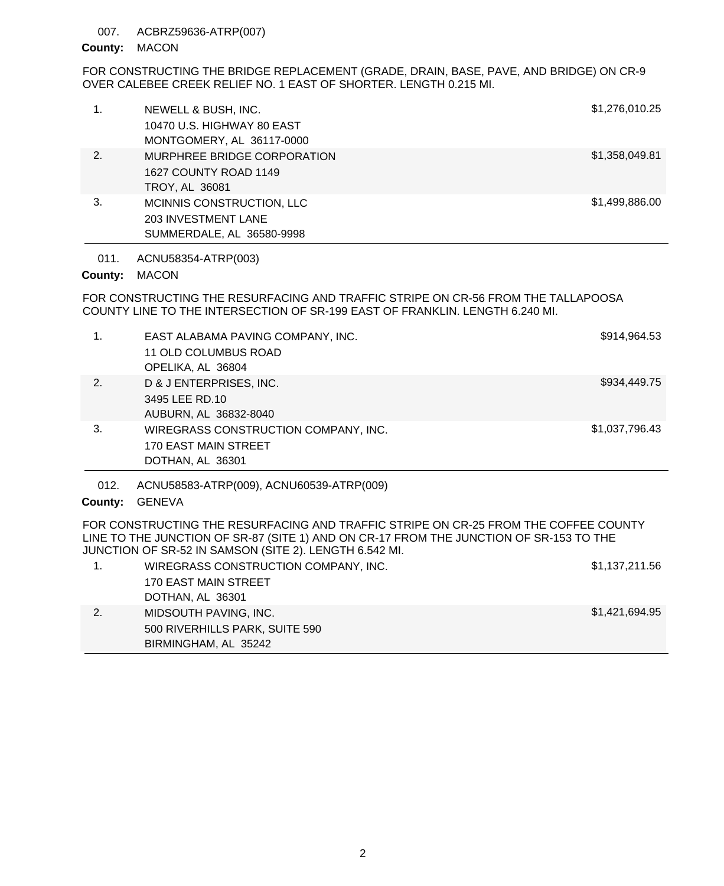007. ACBRZ59636-ATRP(007)

**County:** MACON

FOR CONSTRUCTING THE BRIDGE REPLACEMENT (GRADE, DRAIN, BASE, PAVE, AND BRIDGE) ON CR-9 OVER CALEBEE CREEK RELIEF NO. 1 EAST OF SHORTER. LENGTH 0.215 MI.

| | | |
|---|---|---|
| 1. | NEWELL & BUSH, INC.<br>10470 U.S. HIGHWAY 80 EAST<br>MONTGOMERY, AL 36117-0000 | $1,276,010.25 |
| 2. | MURPHREE BRIDGE CORPORATION<br>1627 COUNTY ROAD 1149<br>TROY, AL 36081 | $1,358,049.81 |
| 3. | MCINNIS CONSTRUCTION, LLC<br>203 INVESTMENT LANE<br>SUMMERDALE, AL 36580-9998 | $1,499,886.00 |

011. ACNU58354-ATRP(003)

**County:** MACON

FOR CONSTRUCTING THE RESURFACING AND TRAFFIC STRIPE ON CR-56 FROM THE TALLAPOOSA COUNTY LINE TO THE INTERSECTION OF SR-199 EAST OF FRANKLIN. LENGTH 6.240 MI.

| | | |
|---|---|---|
| 1. | EAST ALABAMA PAVING COMPANY, INC.<br>11 OLD COLUMBUS ROAD<br>OPELIKA, AL 36804 | $914,964.53 |
| 2. | D & J ENTERPRISES, INC.<br>3495 LEE RD.10<br>AUBURN, AL 36832-8040 | $934,449.75 |
| 3. | WIREGRASS CONSTRUCTION COMPANY, INC.<br>170 EAST MAIN STREET<br>DOTHAN, AL 36301 | $1,037,796.43 |

012. ACNU58583-ATRP(009), ACNU60539-ATRP(009)

**County:** GENEVA

FOR CONSTRUCTING THE RESURFACING AND TRAFFIC STRIPE ON CR-25 FROM THE COFFEE COUNTY LINE TO THE JUNCTION OF SR-87 (SITE 1) AND ON CR-17 FROM THE JUNCTION OF SR-153 TO THE JUNCTION OF SR-52 IN SAMSON (SITE 2). LENGTH 6.542 MI.

| | | |
|---|---|---|
| 1. | WIREGRASS CONSTRUCTION COMPANY, INC.<br>170 EAST MAIN STREET<br>DOTHAN, AL 36301 | $1,137,211.56 |
| 2. | MIDSOUTH PAVING, INC.<br>500 RIVERHILLS PARK, SUITE 590<br>BIRMINGHAM, AL 35242 | $1,421,694.95 |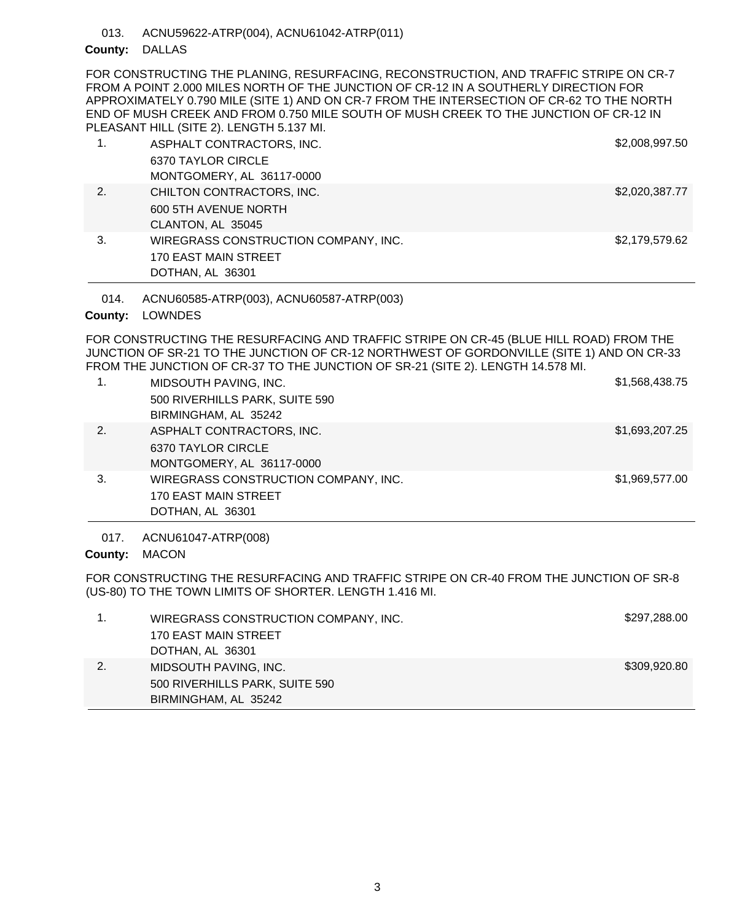013. ACNU59622-ATRP(004), ACNU61042-ATRP(011)

**County:** DALLAS

FOR CONSTRUCTING THE PLANING, RESURFACING, RECONSTRUCTION, AND TRAFFIC STRIPE ON CR-7 FROM A POINT 2.000 MILES NORTH OF THE JUNCTION OF CR-12 IN A SOUTHERLY DIRECTION FOR APPROXIMATELY 0.790 MILE (SITE 1) AND ON CR-7 FROM THE INTERSECTION OF CR-62 TO THE NORTH END OF MUSH CREEK AND FROM 0.750 MILE SOUTH OF MUSH CREEK TO THE JUNCTION OF CR-12 IN PLEASANT HILL (SITE 2). LENGTH 5.137 MI.

| | Bidder | Amount |
|---|---|---|
| 1. | ASPHALT CONTRACTORS, INC.<br>6370 TAYLOR CIRCLE<br>MONTGOMERY, AL 36117-0000 | $2,008,997.50 |
| 2. | CHILTON CONTRACTORS, INC.<br>600 5TH AVENUE NORTH<br>CLANTON, AL 35045 | $2,020,387.77 |
| 3. | WIREGRASS CONSTRUCTION COMPANY, INC.<br>170 EAST MAIN STREET<br>DOTHAN, AL 36301 | $2,179,579.62 |

014. ACNU60585-ATRP(003), ACNU60587-ATRP(003)

**County:** LOWNDES

FOR CONSTRUCTING THE RESURFACING AND TRAFFIC STRIPE ON CR-45 (BLUE HILL ROAD) FROM THE JUNCTION OF SR-21 TO THE JUNCTION OF CR-12 NORTHWEST OF GORDONVILLE (SITE 1) AND ON CR-33 FROM THE JUNCTION OF CR-37 TO THE JUNCTION OF SR-21 (SITE 2). LENGTH 14.578 MI.

| | Bidder | Amount |
|---|---|---|
| 1. | MIDSOUTH PAVING, INC.<br>500 RIVERHILLS PARK, SUITE 590<br>BIRMINGHAM, AL 35242 | $1,568,438.75 |
| 2. | ASPHALT CONTRACTORS, INC.<br>6370 TAYLOR CIRCLE<br>MONTGOMERY, AL 36117-0000 | $1,693,207.25 |
| 3. | WIREGRASS CONSTRUCTION COMPANY, INC.<br>170 EAST MAIN STREET<br>DOTHAN, AL 36301 | $1,969,577.00 |

017. ACNU61047-ATRP(008)

**County:** MACON

FOR CONSTRUCTING THE RESURFACING AND TRAFFIC STRIPE ON CR-40 FROM THE JUNCTION OF SR-8 (US-80) TO THE TOWN LIMITS OF SHORTER. LENGTH 1.416 MI.

| | Bidder | Amount |
|---|---|---|
| 1. | WIREGRASS CONSTRUCTION COMPANY, INC.<br>170 EAST MAIN STREET<br>DOTHAN, AL 36301 | $297,288.00 |
| 2. | MIDSOUTH PAVING, INC.<br>500 RIVERHILLS PARK, SUITE 590<br>BIRMINGHAM, AL 35242 | $309,920.80 |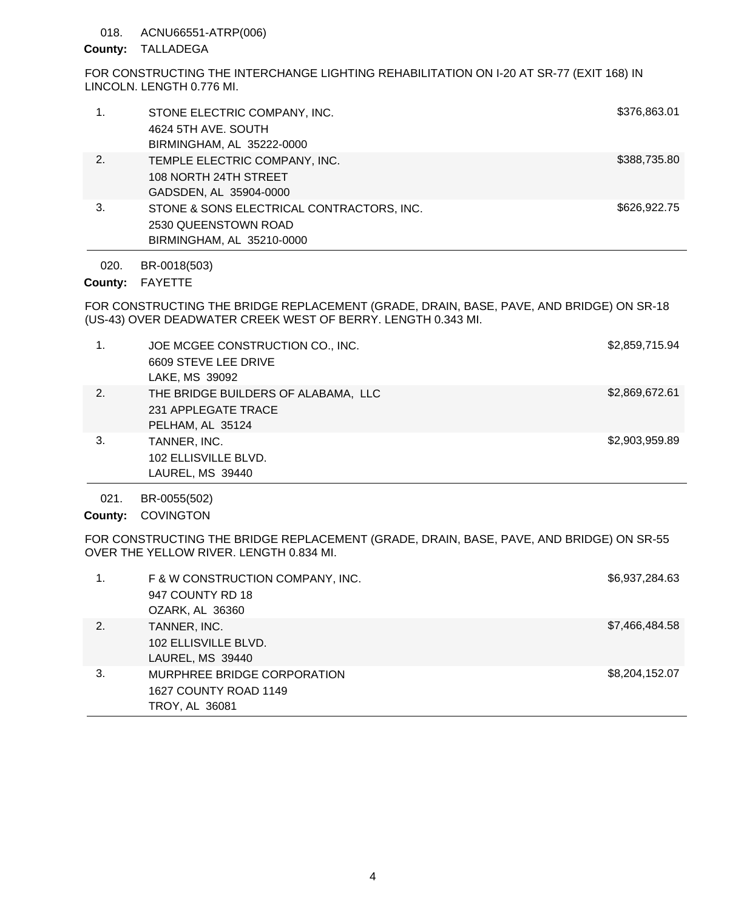018. ACNU66551-ATRP(006)

**County:** TALLADEGA

FOR CONSTRUCTING THE INTERCHANGE LIGHTING REHABILITATION ON I-20 AT SR-77 (EXIT 168) IN LINCOLN. LENGTH 0.776 MI.

| | | |
|---|---|---|
| 1. | STONE ELECTRIC COMPANY, INC.<br>4624 5TH AVE. SOUTH<br>BIRMINGHAM, AL 35222-0000 | $376,863.01 |
| 2. | TEMPLE ELECTRIC COMPANY, INC.<br>108 NORTH 24TH STREET<br>GADSDEN, AL 35904-0000 | $388,735.80 |
| 3. | STONE & SONS ELECTRICAL CONTRACTORS, INC.<br>2530 QUEENSTOWN ROAD<br>BIRMINGHAM, AL 35210-0000 | $626,922.75 |

020. BR-0018(503)

**County:** FAYETTE

FOR CONSTRUCTING THE BRIDGE REPLACEMENT (GRADE, DRAIN, BASE, PAVE, AND BRIDGE) ON SR-18 (US-43) OVER DEADWATER CREEK WEST OF BERRY. LENGTH 0.343 MI.

| | | |
|---|---|---|
| 1. | JOE MCGEE CONSTRUCTION CO., INC.<br>6609 STEVE LEE DRIVE<br>LAKE, MS 39092 | $2,859,715.94 |
| 2. | THE BRIDGE BUILDERS OF ALABAMA, LLC<br>231 APPLEGATE TRACE<br>PELHAM, AL 35124 | $2,869,672.61 |
| 3. | TANNER, INC.<br>102 ELLISVILLE BLVD.<br>LAUREL, MS 39440 | $2,903,959.89 |

021. BR-0055(502)

**County:** COVINGTON

FOR CONSTRUCTING THE BRIDGE REPLACEMENT (GRADE, DRAIN, BASE, PAVE, AND BRIDGE) ON SR-55 OVER THE YELLOW RIVER. LENGTH 0.834 MI.

| | | |
|---|---|---|
| 1. | F & W CONSTRUCTION COMPANY, INC.<br>947 COUNTY RD 18<br>OZARK, AL 36360 | $6,937,284.63 |
| 2. | TANNER, INC.<br>102 ELLISVILLE BLVD.<br>LAUREL, MS 39440 | $7,466,484.58 |
| 3. | MURPHREE BRIDGE CORPORATION<br>1627 COUNTY ROAD 1149<br>TROY, AL 36081 | $8,204,152.07 |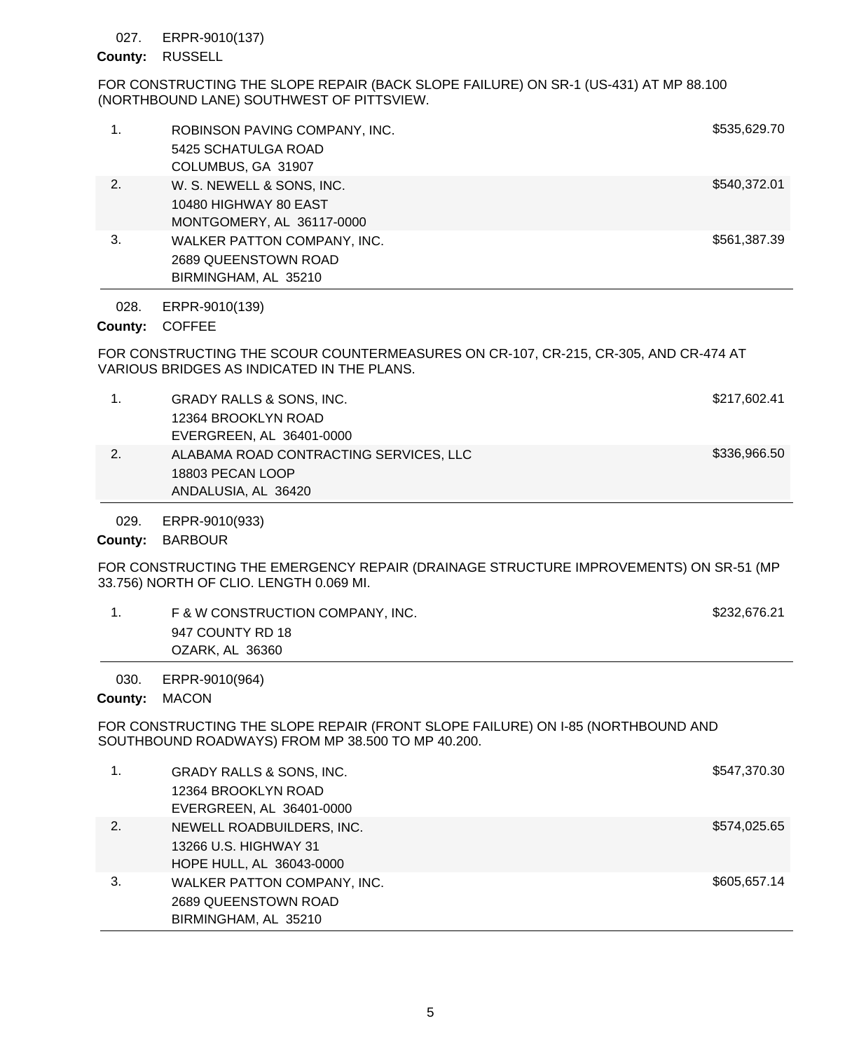027. ERPR-9010(137)

**County:** RUSSELL

FOR CONSTRUCTING THE SLOPE REPAIR (BACK SLOPE FAILURE) ON SR-1 (US-431) AT MP 88.100 (NORTHBOUND LANE) SOUTHWEST OF PITTSVIEW.

| | Bidder | Amount |
|---|---|---|
| 1. | ROBINSON PAVING COMPANY, INC.<br>5425 SCHATULGA ROAD<br>COLUMBUS, GA 31907 | $535,629.70 |
| 2. | W. S. NEWELL & SONS, INC.<br>10480 HIGHWAY 80 EAST<br>MONTGOMERY, AL 36117-0000 | $540,372.01 |
| 3. | WALKER PATTON COMPANY, INC.<br>2689 QUEENSTOWN ROAD<br>BIRMINGHAM, AL 35210 | $561,387.39 |

028. ERPR-9010(139)

**County:** COFFEE

FOR CONSTRUCTING THE SCOUR COUNTERMEASURES ON CR-107, CR-215, CR-305, AND CR-474 AT VARIOUS BRIDGES AS INDICATED IN THE PLANS.

| | Bidder | Amount |
|---|---|---|
| 1. | GRADY RALLS & SONS, INC.<br>12364 BROOKLYN ROAD<br>EVERGREEN, AL 36401-0000 | $217,602.41 |
| 2. | ALABAMA ROAD CONTRACTING SERVICES, LLC<br>18803 PECAN LOOP<br>ANDALUSIA, AL 36420 | $336,966.50 |

029. ERPR-9010(933)

**County:** BARBOUR

FOR CONSTRUCTING THE EMERGENCY REPAIR (DRAINAGE STRUCTURE IMPROVEMENTS) ON SR-51 (MP 33.756) NORTH OF CLIO. LENGTH 0.069 MI.

| | Bidder | Amount |
|---|---|---|
| 1. | F & W CONSTRUCTION COMPANY, INC.<br>947 COUNTY RD 18<br>OZARK, AL 36360 | $232,676.21 |

030. ERPR-9010(964)

**County:** MACON

FOR CONSTRUCTING THE SLOPE REPAIR (FRONT SLOPE FAILURE) ON I-85 (NORTHBOUND AND SOUTHBOUND ROADWAYS) FROM MP 38.500 TO MP 40.200.

| | Bidder | Amount |
|---|---|---|
| 1. | GRADY RALLS & SONS, INC.<br>12364 BROOKLYN ROAD<br>EVERGREEN, AL 36401-0000 | $547,370.30 |
| 2. | NEWELL ROADBUILDERS, INC.<br>13266 U.S. HIGHWAY 31<br>HOPE HULL, AL 36043-0000 | $574,025.65 |
| 3. | WALKER PATTON COMPANY, INC.<br>2689 QUEENSTOWN ROAD<br>BIRMINGHAM, AL 35210 | $605,657.14 |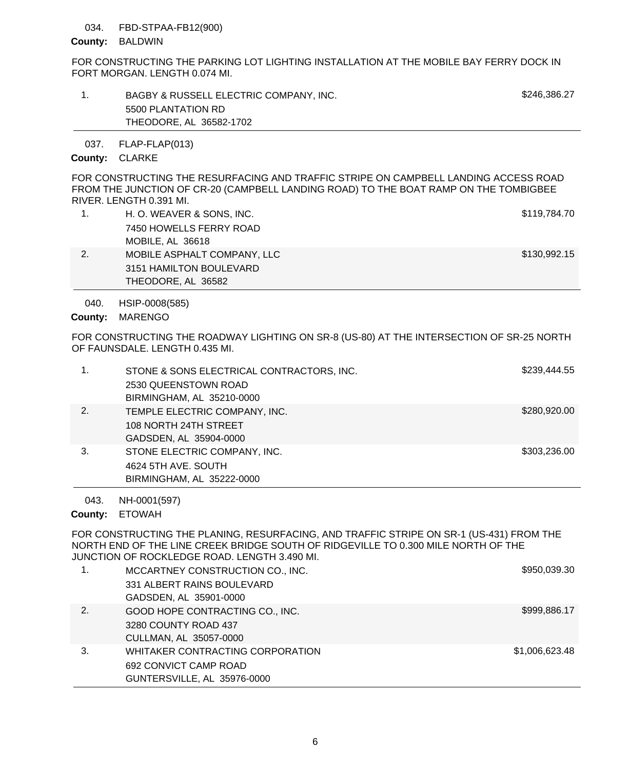034. FBD-STPAA-FB12(900)

**County:** BALDWIN

FOR CONSTRUCTING THE PARKING LOT LIGHTING INSTALLATION AT THE MOBILE BAY FERRY DOCK IN FORT MORGAN. LENGTH 0.074 MI.

| | | |
|---|---|---|
| 1. | BAGBY & RUSSELL ELECTRIC COMPANY, INC.<br>5500 PLANTATION RD<br>THEODORE, AL 36582-1702 | $246,386.27 |

037. FLAP-FLAP(013)

**County:** CLARKE

FOR CONSTRUCTING THE RESURFACING AND TRAFFIC STRIPE ON CAMPBELL LANDING ACCESS ROAD FROM THE JUNCTION OF CR-20 (CAMPBELL LANDING ROAD) TO THE BOAT RAMP ON THE TOMBIGBEE RIVER. LENGTH 0.391 MI.

| | | |
|---|---|---|
| 1. | H. O. WEAVER & SONS, INC.<br>7450 HOWELLS FERRY ROAD<br>MOBILE, AL 36618 | $119,784.70 |
| 2. | MOBILE ASPHALT COMPANY, LLC<br>3151 HAMILTON BOULEVARD<br>THEODORE, AL 36582 | $130,992.15 |

040. HSIP-0008(585)

**County:** MARENGO

FOR CONSTRUCTING THE ROADWAY LIGHTING ON SR-8 (US-80) AT THE INTERSECTION OF SR-25 NORTH OF FAUNSDALE. LENGTH 0.435 MI.

| | | |
|---|---|---|
| 1. | STONE & SONS ELECTRICAL CONTRACTORS, INC.<br>2530 QUEENSTOWN ROAD<br>BIRMINGHAM, AL 35210-0000 | $239,444.55 |
| 2. | TEMPLE ELECTRIC COMPANY, INC.<br>108 NORTH 24TH STREET<br>GADSDEN, AL 35904-0000 | $280,920.00 |
| 3. | STONE ELECTRIC COMPANY, INC.<br>4624 5TH AVE. SOUTH<br>BIRMINGHAM, AL 35222-0000 | $303,236.00 |

043. NH-0001(597)

**County:** ETOWAH

FOR CONSTRUCTING THE PLANING, RESURFACING, AND TRAFFIC STRIPE ON SR-1 (US-431) FROM THE NORTH END OF THE LINE CREEK BRIDGE SOUTH OF RIDGEVILLE TO 0.300 MILE NORTH OF THE JUNCTION OF ROCKLEDGE ROAD. LENGTH 3.490 MI.

| | | |
|---|---|---|
| 1. | MCCARTNEY CONSTRUCTION CO., INC.<br>331 ALBERT RAINS BOULEVARD<br>GADSDEN, AL 35901-0000 | $950,039.30 |
| 2. | GOOD HOPE CONTRACTING CO., INC.<br>3280 COUNTY ROAD 437<br>CULLMAN, AL 35057-0000 | $999,886.17 |
| 3. | WHITAKER CONTRACTING CORPORATION<br>692 CONVICT CAMP ROAD<br>GUNTERSVILLE, AL 35976-0000 | $1,006,623.48 |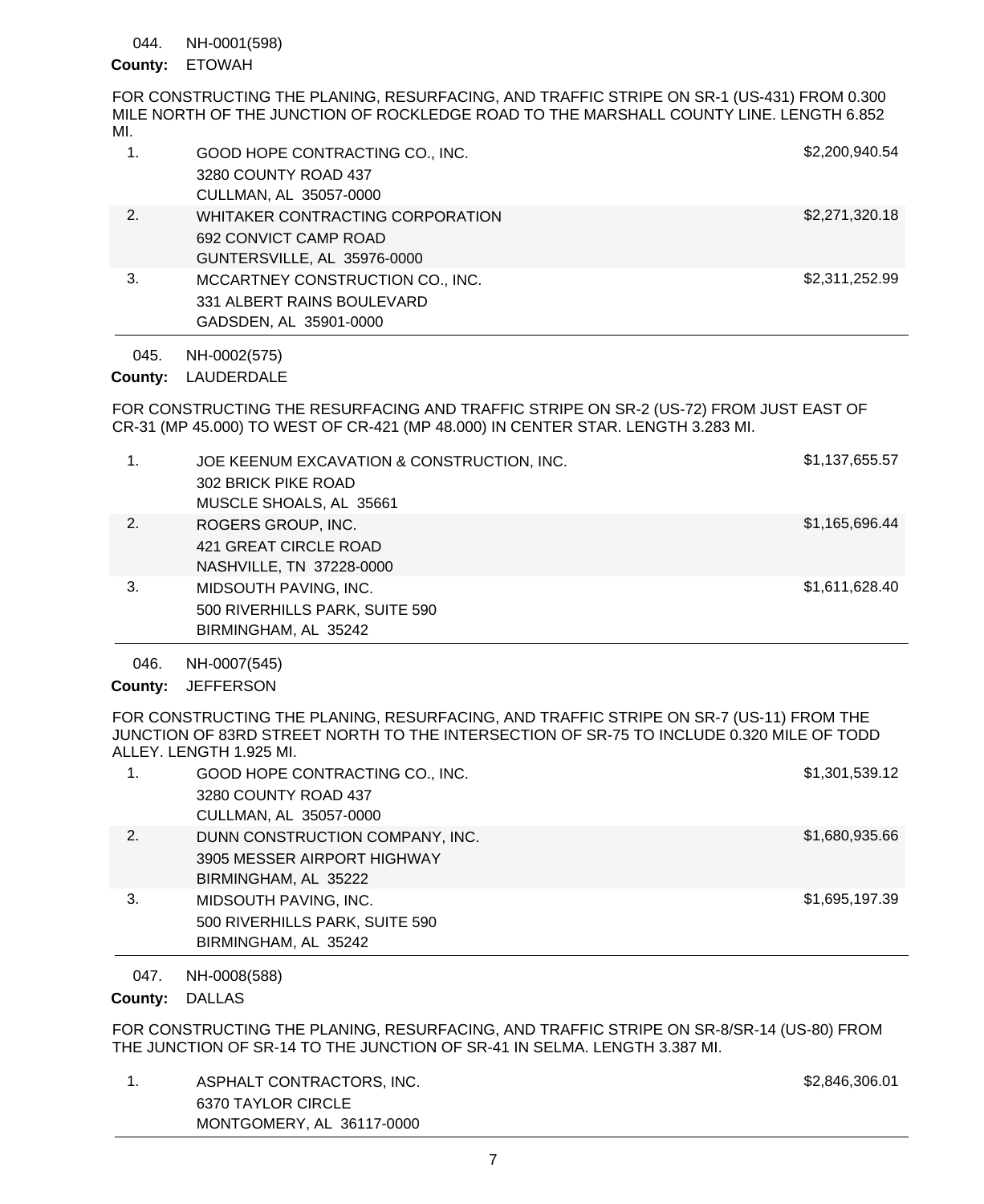044. NH-0001(598)

**County:** ETOWAH

FOR CONSTRUCTING THE PLANING, RESURFACING, AND TRAFFIC STRIPE ON SR-1 (US-431) FROM 0.300 MILE NORTH OF THE JUNCTION OF ROCKLEDGE ROAD TO THE MARSHALL COUNTY LINE. LENGTH 6.852 MI.

| | | |
|---|---|---|
| 1. | GOOD HOPE CONTRACTING CO., INC.<br>3280 COUNTY ROAD 437<br>CULLMAN, AL 35057-0000 | $2,200,940.54 |
| 2. | WHITAKER CONTRACTING CORPORATION<br>692 CONVICT CAMP ROAD<br>GUNTERSVILLE, AL 35976-0000 | $2,271,320.18 |
| 3. | MCCARTNEY CONSTRUCTION CO., INC.<br>331 ALBERT RAINS BOULEVARD<br>GADSDEN, AL 35901-0000 | $2,311,252.99 |

045. NH-0002(575)

**County:** LAUDERDALE

FOR CONSTRUCTING THE RESURFACING AND TRAFFIC STRIPE ON SR-2 (US-72) FROM JUST EAST OF CR-31 (MP 45.000) TO WEST OF CR-421 (MP 48.000) IN CENTER STAR. LENGTH 3.283 MI.

| | | |
|---|---|---|
| 1. | JOE KEENUM EXCAVATION & CONSTRUCTION, INC.<br>302 BRICK PIKE ROAD<br>MUSCLE SHOALS, AL 35661 | $1,137,655.57 |
| 2. | ROGERS GROUP, INC.<br>421 GREAT CIRCLE ROAD<br>NASHVILLE, TN 37228-0000 | $1,165,696.44 |
| 3. | MIDSOUTH PAVING, INC.<br>500 RIVERHILLS PARK, SUITE 590<br>BIRMINGHAM, AL 35242 | $1,611,628.40 |

046. NH-0007(545)

**County:** JEFFERSON

FOR CONSTRUCTING THE PLANING, RESURFACING, AND TRAFFIC STRIPE ON SR-7 (US-11) FROM THE JUNCTION OF 83RD STREET NORTH TO THE INTERSECTION OF SR-75 TO INCLUDE 0.320 MILE OF TODD ALLEY. LENGTH 1.925 MI.

| | | |
|---|---|---|
| 1. | GOOD HOPE CONTRACTING CO., INC.<br>3280 COUNTY ROAD 437<br>CULLMAN, AL 35057-0000 | $1,301,539.12 |
| 2. | DUNN CONSTRUCTION COMPANY, INC.<br>3905 MESSER AIRPORT HIGHWAY<br>BIRMINGHAM, AL 35222 | $1,680,935.66 |
| 3. | MIDSOUTH PAVING, INC.<br>500 RIVERHILLS PARK, SUITE 590<br>BIRMINGHAM, AL 35242 | $1,695,197.39 |

047. NH-0008(588)

**County:** DALLAS

FOR CONSTRUCTING THE PLANING, RESURFACING, AND TRAFFIC STRIPE ON SR-8/SR-14 (US-80) FROM THE JUNCTION OF SR-14 TO THE JUNCTION OF SR-41 IN SELMA. LENGTH 3.387 MI.

| | | |
|---|---|---|
| 1. | ASPHALT CONTRACTORS, INC.<br>6370 TAYLOR CIRCLE<br>MONTGOMERY, AL 36117-0000 | $2,846,306.01 |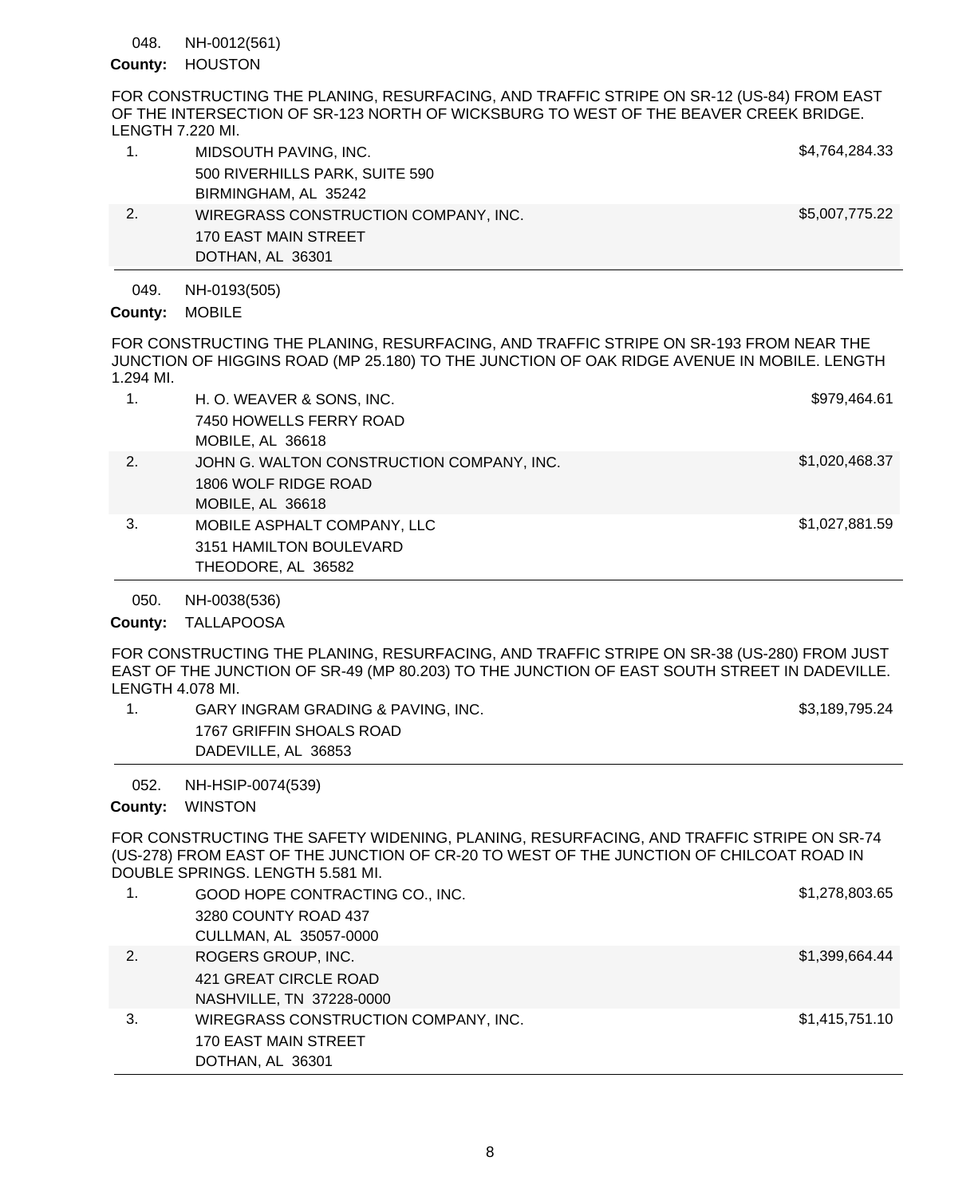048. NH-0012(561)

**County:** HOUSTON

FOR CONSTRUCTING THE PLANING, RESURFACING, AND TRAFFIC STRIPE ON SR-12 (US-84) FROM EAST OF THE INTERSECTION OF SR-123 NORTH OF WICKSBURG TO WEST OF THE BEAVER CREEK BRIDGE. LENGTH 7.220 MI.

| | | |
|---|---|---|
| 1. | MIDSOUTH PAVING, INC.<br>500 RIVERHILLS PARK, SUITE 590<br>BIRMINGHAM, AL 35242 | $4,764,284.33 |
| 2. | WIREGRASS CONSTRUCTION COMPANY, INC.<br>170 EAST MAIN STREET<br>DOTHAN, AL 36301 | $5,007,775.22 |

049. NH-0193(505)

**County:** MOBILE

FOR CONSTRUCTING THE PLANING, RESURFACING, AND TRAFFIC STRIPE ON SR-193 FROM NEAR THE JUNCTION OF HIGGINS ROAD (MP 25.180) TO THE JUNCTION OF OAK RIDGE AVENUE IN MOBILE. LENGTH 1.294 MI.

| | | |
|---|---|---|
| 1. | H. O. WEAVER & SONS, INC.<br>7450 HOWELLS FERRY ROAD<br>MOBILE, AL 36618 | $979,464.61 |
| 2. | JOHN G. WALTON CONSTRUCTION COMPANY, INC.<br>1806 WOLF RIDGE ROAD<br>MOBILE, AL 36618 | $1,020,468.37 |
| 3. | MOBILE ASPHALT COMPANY, LLC<br>3151 HAMILTON BOULEVARD<br>THEODORE, AL 36582 | $1,027,881.59 |

050. NH-0038(536)

**County:** TALLAPOOSA

FOR CONSTRUCTING THE PLANING, RESURFACING, AND TRAFFIC STRIPE ON SR-38 (US-280) FROM JUST EAST OF THE JUNCTION OF SR-49 (MP 80.203) TO THE JUNCTION OF EAST SOUTH STREET IN DADEVILLE. LENGTH 4.078 MI.

| | | |
|---|---|---|
| 1. | GARY INGRAM GRADING & PAVING, INC.<br>1767 GRIFFIN SHOALS ROAD<br>DADEVILLE, AL 36853 | $3,189,795.24 |

052. NH-HSIP-0074(539)

**County:** WINSTON

FOR CONSTRUCTING THE SAFETY WIDENING, PLANING, RESURFACING, AND TRAFFIC STRIPE ON SR-74 (US-278) FROM EAST OF THE JUNCTION OF CR-20 TO WEST OF THE JUNCTION OF CHILCOAT ROAD IN DOUBLE SPRINGS. LENGTH 5.581 MI.

| | | |
|---|---|---|
| 1. | GOOD HOPE CONTRACTING CO., INC.<br>3280 COUNTY ROAD 437<br>CULLMAN, AL 35057-0000 | $1,278,803.65 |
| 2. | ROGERS GROUP, INC.<br>421 GREAT CIRCLE ROAD<br>NASHVILLE, TN 37228-0000 | $1,399,664.44 |
| 3. | WIREGRASS CONSTRUCTION COMPANY, INC.<br>170 EAST MAIN STREET<br>DOTHAN, AL 36301 | $1,415,751.10 |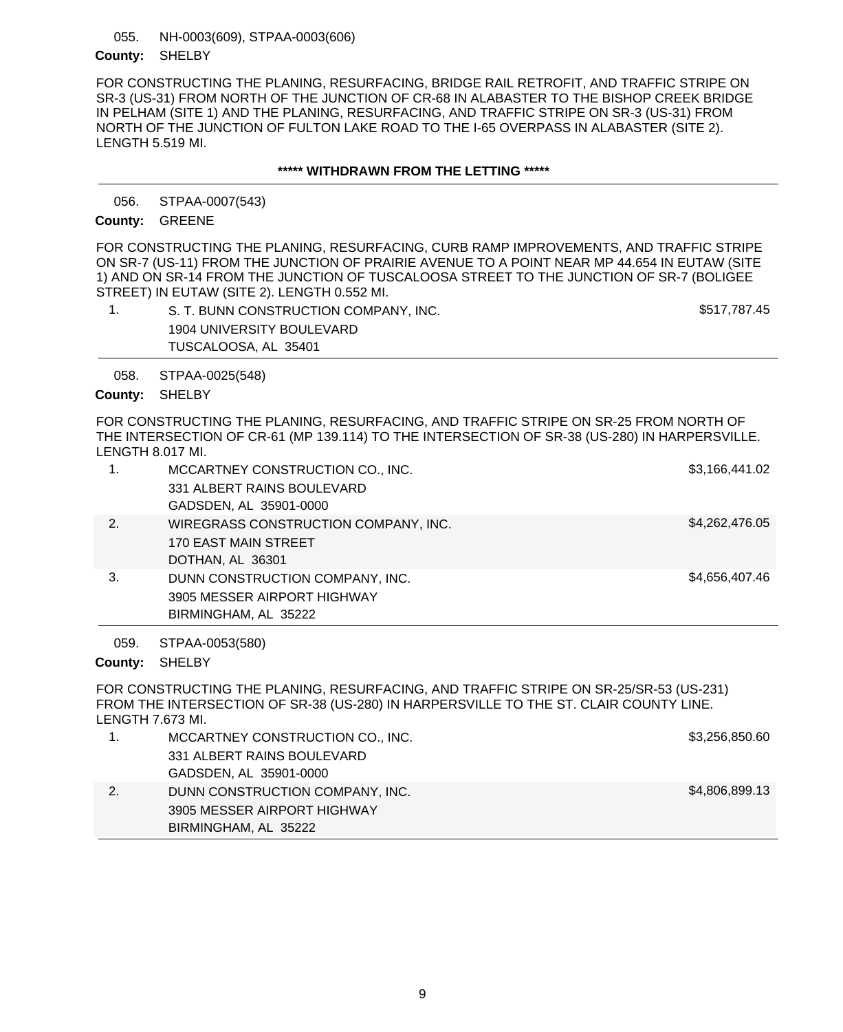055. NH-0003(609), STPAA-0003(606)

**County:** SHELBY

FOR CONSTRUCTING THE PLANING, RESURFACING, BRIDGE RAIL RETROFIT, AND TRAFFIC STRIPE ON SR-3 (US-31) FROM NORTH OF THE JUNCTION OF CR-68 IN ALABASTER TO THE BISHOP CREEK BRIDGE IN PELHAM (SITE 1) AND THE PLANING, RESURFACING, AND TRAFFIC STRIPE ON SR-3 (US-31) FROM NORTH OF THE JUNCTION OF FULTON LAKE ROAD TO THE I-65 OVERPASS IN ALABASTER (SITE 2). LENGTH 5.519 MI.

**\*\*\*\*\* WITHDRAWN FROM THE LETTING \*\*\*\*\***

---

056. STPAA-0007(543)

**County:** GREENE

FOR CONSTRUCTING THE PLANING, RESURFACING, CURB RAMP IMPROVEMENTS, AND TRAFFIC STRIPE ON SR-7 (US-11) FROM THE JUNCTION OF PRAIRIE AVENUE TO A POINT NEAR MP 44.654 IN EUTAW (SITE 1) AND ON SR-14 FROM THE JUNCTION OF TUSCALOOSA STREET TO THE JUNCTION OF SR-7 (BOLIGEE STREET) IN EUTAW (SITE 2). LENGTH 0.552 MI.

| | Bidder | Amount |
|---|---|---|
| 1. | S. T. BUNN CONSTRUCTION COMPANY, INC.<br>1904 UNIVERSITY BOULEVARD<br>TUSCALOOSA, AL 35401 | $517,787.45 |

---

058. STPAA-0025(548)

**County:** SHELBY

FOR CONSTRUCTING THE PLANING, RESURFACING, AND TRAFFIC STRIPE ON SR-25 FROM NORTH OF THE INTERSECTION OF CR-61 (MP 139.114) TO THE INTERSECTION OF SR-38 (US-280) IN HARPERSVILLE. LENGTH 8.017 MI.

| | Bidder | Amount |
|---|---|---|
| 1. | MCCARTNEY CONSTRUCTION CO., INC.<br>331 ALBERT RAINS BOULEVARD<br>GADSDEN, AL 35901-0000 | $3,166,441.02 |
| 2. | WIREGRASS CONSTRUCTION COMPANY, INC.<br>170 EAST MAIN STREET<br>DOTHAN, AL 36301 | $4,262,476.05 |
| 3. | DUNN CONSTRUCTION COMPANY, INC.<br>3905 MESSER AIRPORT HIGHWAY<br>BIRMINGHAM, AL 35222 | $4,656,407.46 |

---

059. STPAA-0053(580)

**County:** SHELBY

FOR CONSTRUCTING THE PLANING, RESURFACING, AND TRAFFIC STRIPE ON SR-25/SR-53 (US-231) FROM THE INTERSECTION OF SR-38 (US-280) IN HARPERSVILLE TO THE ST. CLAIR COUNTY LINE. LENGTH 7.673 MI.

| | Bidder | Amount |
|---|---|---|
| 1. | MCCARTNEY CONSTRUCTION CO., INC.<br>331 ALBERT RAINS BOULEVARD<br>GADSDEN, AL 35901-0000 | $3,256,850.60 |
| 2. | DUNN CONSTRUCTION COMPANY, INC.<br>3905 MESSER AIRPORT HIGHWAY<br>BIRMINGHAM, AL 35222 | $4,806,899.13 |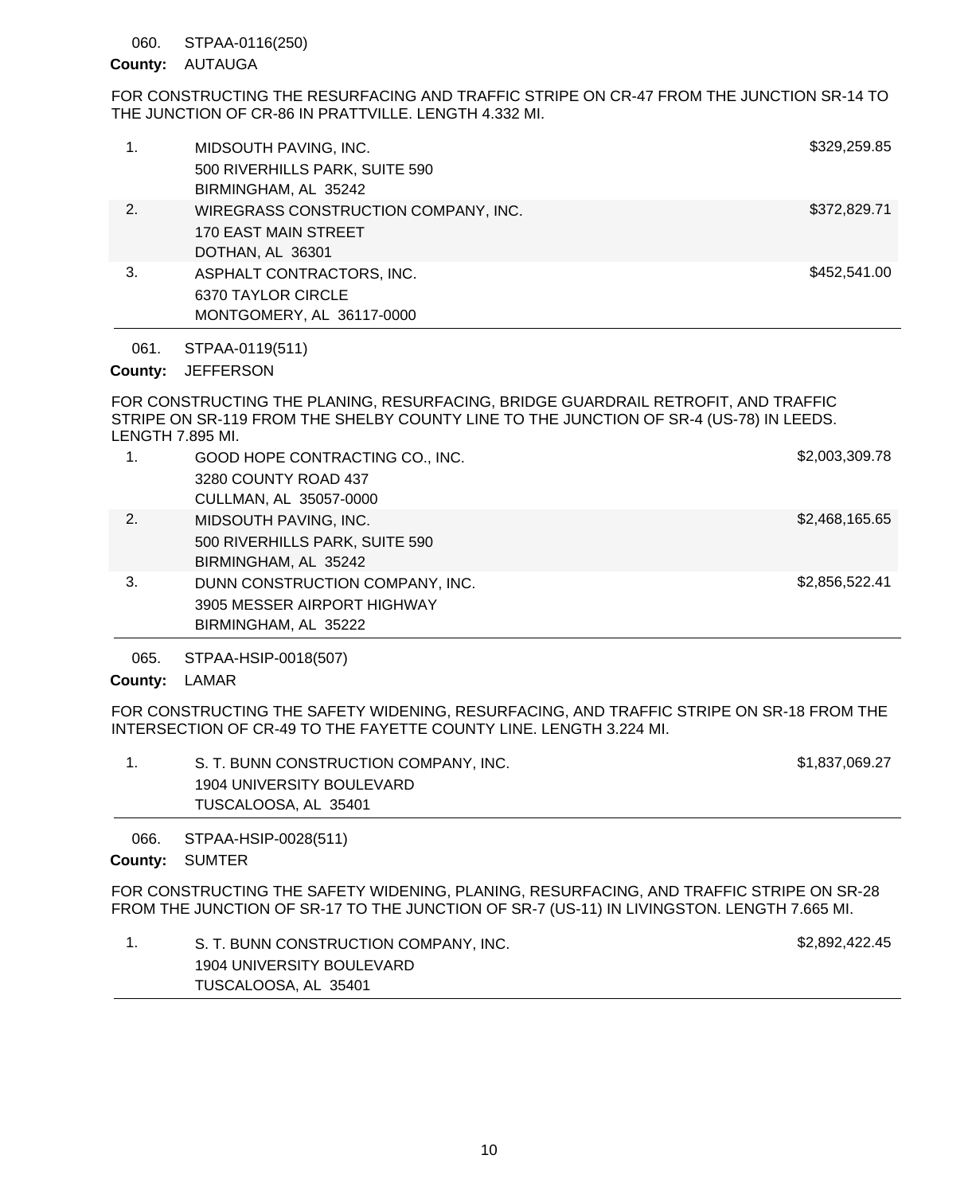060. STPAA-0116(250)

**County:** AUTAUGA

FOR CONSTRUCTING THE RESURFACING AND TRAFFIC STRIPE ON CR-47 FROM THE JUNCTION SR-14 TO THE JUNCTION OF CR-86 IN PRATTVILLE. LENGTH 4.332 MI.

| | | |
|---|---|---|
| 1. | MIDSOUTH PAVING, INC.<br>500 RIVERHILLS PARK, SUITE 590<br>BIRMINGHAM, AL 35242 | $329,259.85 |
| 2. | WIREGRASS CONSTRUCTION COMPANY, INC.<br>170 EAST MAIN STREET<br>DOTHAN, AL 36301 | $372,829.71 |
| 3. | ASPHALT CONTRACTORS, INC.<br>6370 TAYLOR CIRCLE<br>MONTGOMERY, AL 36117-0000 | $452,541.00 |

061. STPAA-0119(511)

**County:** JEFFERSON

FOR CONSTRUCTING THE PLANING, RESURFACING, BRIDGE GUARDRAIL RETROFIT, AND TRAFFIC STRIPE ON SR-119 FROM THE SHELBY COUNTY LINE TO THE JUNCTION OF SR-4 (US-78) IN LEEDS. LENGTH 7.895 MI.

| | | |
|---|---|---|
| 1. | GOOD HOPE CONTRACTING CO., INC.<br>3280 COUNTY ROAD 437<br>CULLMAN, AL 35057-0000 | $2,003,309.78 |
| 2. | MIDSOUTH PAVING, INC.<br>500 RIVERHILLS PARK, SUITE 590<br>BIRMINGHAM, AL 35242 | $2,468,165.65 |
| 3. | DUNN CONSTRUCTION COMPANY, INC.<br>3905 MESSER AIRPORT HIGHWAY<br>BIRMINGHAM, AL 35222 | $2,856,522.41 |

065. STPAA-HSIP-0018(507)

**County:** LAMAR

FOR CONSTRUCTING THE SAFETY WIDENING, RESURFACING, AND TRAFFIC STRIPE ON SR-18 FROM THE INTERSECTION OF CR-49 TO THE FAYETTE COUNTY LINE. LENGTH 3.224 MI.

| | | |
|---|---|---|
| 1. | S. T. BUNN CONSTRUCTION COMPANY, INC.<br>1904 UNIVERSITY BOULEVARD<br>TUSCALOOSA, AL 35401 | $1,837,069.27 |

066. STPAA-HSIP-0028(511)

**County:** SUMTER

FOR CONSTRUCTING THE SAFETY WIDENING, PLANING, RESURFACING, AND TRAFFIC STRIPE ON SR-28 FROM THE JUNCTION OF SR-17 TO THE JUNCTION OF SR-7 (US-11) IN LIVINGSTON. LENGTH 7.665 MI.

| | | |
|---|---|---|
| 1. | S. T. BUNN CONSTRUCTION COMPANY, INC.<br>1904 UNIVERSITY BOULEVARD<br>TUSCALOOSA, AL 35401 | $2,892,422.45 |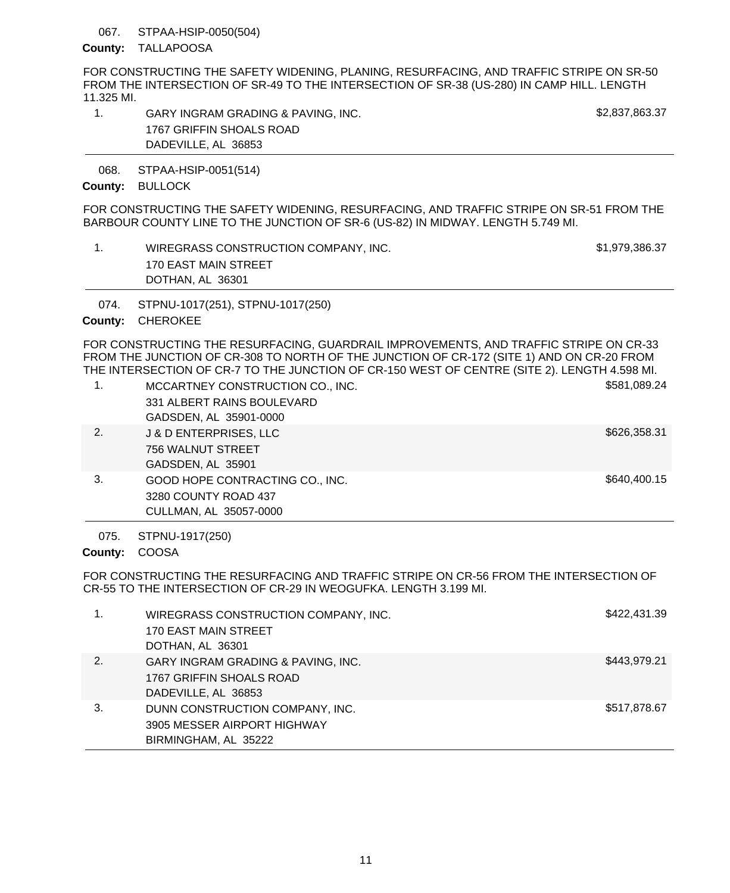067. STPAA-HSIP-0050(504)

**County:** TALLAPOOSA

FOR CONSTRUCTING THE SAFETY WIDENING, PLANING, RESURFACING, AND TRAFFIC STRIPE ON SR-50 FROM THE INTERSECTION OF SR-49 TO THE INTERSECTION OF SR-38 (US-280) IN CAMP HILL. LENGTH 11.325 MI.

| | Bidder | Amount |
|---|---|---|
| 1. | GARY INGRAM GRADING & PAVING, INC.<br>1767 GRIFFIN SHOALS ROAD<br>DADEVILLE, AL 36853 | $2,837,863.37 |

068. STPAA-HSIP-0051(514)

**County:** BULLOCK

FOR CONSTRUCTING THE SAFETY WIDENING, RESURFACING, AND TRAFFIC STRIPE ON SR-51 FROM THE BARBOUR COUNTY LINE TO THE JUNCTION OF SR-6 (US-82) IN MIDWAY. LENGTH 5.749 MI.

| | Bidder | Amount |
|---|---|---|
| 1. | WIREGRASS CONSTRUCTION COMPANY, INC.<br>170 EAST MAIN STREET<br>DOTHAN, AL 36301 | $1,979,386.37 |

074. STPNU-1017(251), STPNU-1017(250)

**County:** CHEROKEE

FOR CONSTRUCTING THE RESURFACING, GUARDRAIL IMPROVEMENTS, AND TRAFFIC STRIPE ON CR-33 FROM THE JUNCTION OF CR-308 TO NORTH OF THE JUNCTION OF CR-172 (SITE 1) AND ON CR-20 FROM THE INTERSECTION OF CR-7 TO THE JUNCTION OF CR-150 WEST OF CENTRE (SITE 2). LENGTH 4.598 MI.

| | Bidder | Amount |
|---|---|---|
| 1. | MCCARTNEY CONSTRUCTION CO., INC.<br>331 ALBERT RAINS BOULEVARD<br>GADSDEN, AL 35901-0000 | $581,089.24 |
| 2. | J & D ENTERPRISES, LLC<br>756 WALNUT STREET<br>GADSDEN, AL 35901 | $626,358.31 |
| 3. | GOOD HOPE CONTRACTING CO., INC.<br>3280 COUNTY ROAD 437<br>CULLMAN, AL 35057-0000 | $640,400.15 |

075. STPNU-1917(250)

**County:** COOSA

FOR CONSTRUCTING THE RESURFACING AND TRAFFIC STRIPE ON CR-56 FROM THE INTERSECTION OF CR-55 TO THE INTERSECTION OF CR-29 IN WEOGUFKA. LENGTH 3.199 MI.

| | Bidder | Amount |
|---|---|---|
| 1. | WIREGRASS CONSTRUCTION COMPANY, INC.<br>170 EAST MAIN STREET<br>DOTHAN, AL 36301 | $422,431.39 |
| 2. | GARY INGRAM GRADING & PAVING, INC.<br>1767 GRIFFIN SHOALS ROAD<br>DADEVILLE, AL 36853 | $443,979.21 |
| 3. | DUNN CONSTRUCTION COMPANY, INC.<br>3905 MESSER AIRPORT HIGHWAY<br>BIRMINGHAM, AL 35222 | $517,878.67 |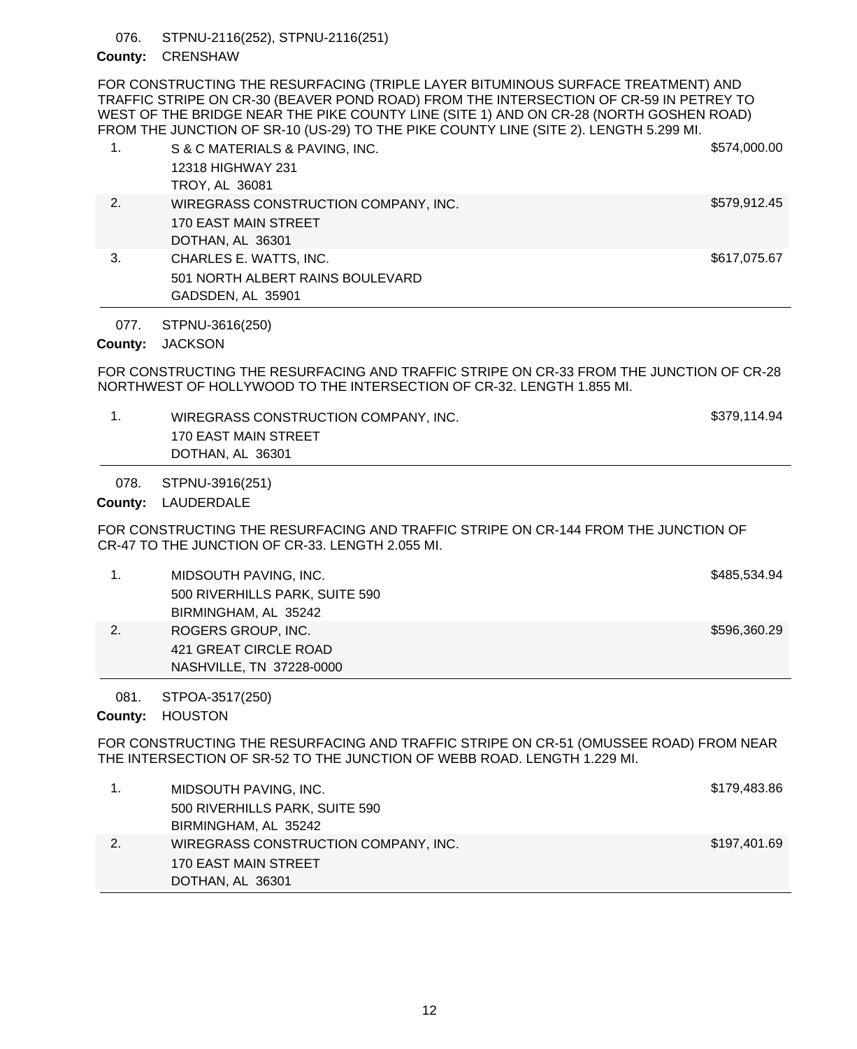076. STPNU-2116(252), STPNU-2116(251)

**County:** CRENSHAW

FOR CONSTRUCTING THE RESURFACING (TRIPLE LAYER BITUMINOUS SURFACE TREATMENT) AND TRAFFIC STRIPE ON CR-30 (BEAVER POND ROAD) FROM THE INTERSECTION OF CR-59 IN PETREY TO WEST OF THE BRIDGE NEAR THE PIKE COUNTY LINE (SITE 1) AND ON CR-28 (NORTH GOSHEN ROAD) FROM THE JUNCTION OF SR-10 (US-29) TO THE PIKE COUNTY LINE (SITE 2). LENGTH 5.299 MI.

| | | |
|---|---|---|
| 1. | S & C MATERIALS & PAVING, INC.<br>12318 HIGHWAY 231<br>TROY, AL 36081 | $574,000.00 |
| 2. | WIREGRASS CONSTRUCTION COMPANY, INC.<br>170 EAST MAIN STREET<br>DOTHAN, AL 36301 | $579,912.45 |
| 3. | CHARLES E. WATTS, INC.<br>501 NORTH ALBERT RAINS BOULEVARD<br>GADSDEN, AL 35901 | $617,075.67 |

077. STPNU-3616(250)

**County:** JACKSON

FOR CONSTRUCTING THE RESURFACING AND TRAFFIC STRIPE ON CR-33 FROM THE JUNCTION OF CR-28 NORTHWEST OF HOLLYWOOD TO THE INTERSECTION OF CR-32. LENGTH 1.855 MI.

| | | |
|---|---|---|
| 1. | WIREGRASS CONSTRUCTION COMPANY, INC.<br>170 EAST MAIN STREET<br>DOTHAN, AL 36301 | $379,114.94 |

078. STPNU-3916(251)

**County:** LAUDERDALE

FOR CONSTRUCTING THE RESURFACING AND TRAFFIC STRIPE ON CR-144 FROM THE JUNCTION OF CR-47 TO THE JUNCTION OF CR-33. LENGTH 2.055 MI.

| | | |
|---|---|---|
| 1. | MIDSOUTH PAVING, INC.<br>500 RIVERHILLS PARK, SUITE 590<br>BIRMINGHAM, AL 35242 | $485,534.94 |
| 2. | ROGERS GROUP, INC.<br>421 GREAT CIRCLE ROAD<br>NASHVILLE, TN 37228-0000 | $596,360.29 |

081. STPOA-3517(250)

**County:** HOUSTON

FOR CONSTRUCTING THE RESURFACING AND TRAFFIC STRIPE ON CR-51 (OMUSSEE ROAD) FROM NEAR THE INTERSECTION OF SR-52 TO THE JUNCTION OF WEBB ROAD. LENGTH 1.229 MI.

| | | |
|---|---|---|
| 1. | MIDSOUTH PAVING, INC.<br>500 RIVERHILLS PARK, SUITE 590<br>BIRMINGHAM, AL 35242 | $179,483.86 |
| 2. | WIREGRASS CONSTRUCTION COMPANY, INC.<br>170 EAST MAIN STREET<br>DOTHAN, AL 36301 | $197,401.69 |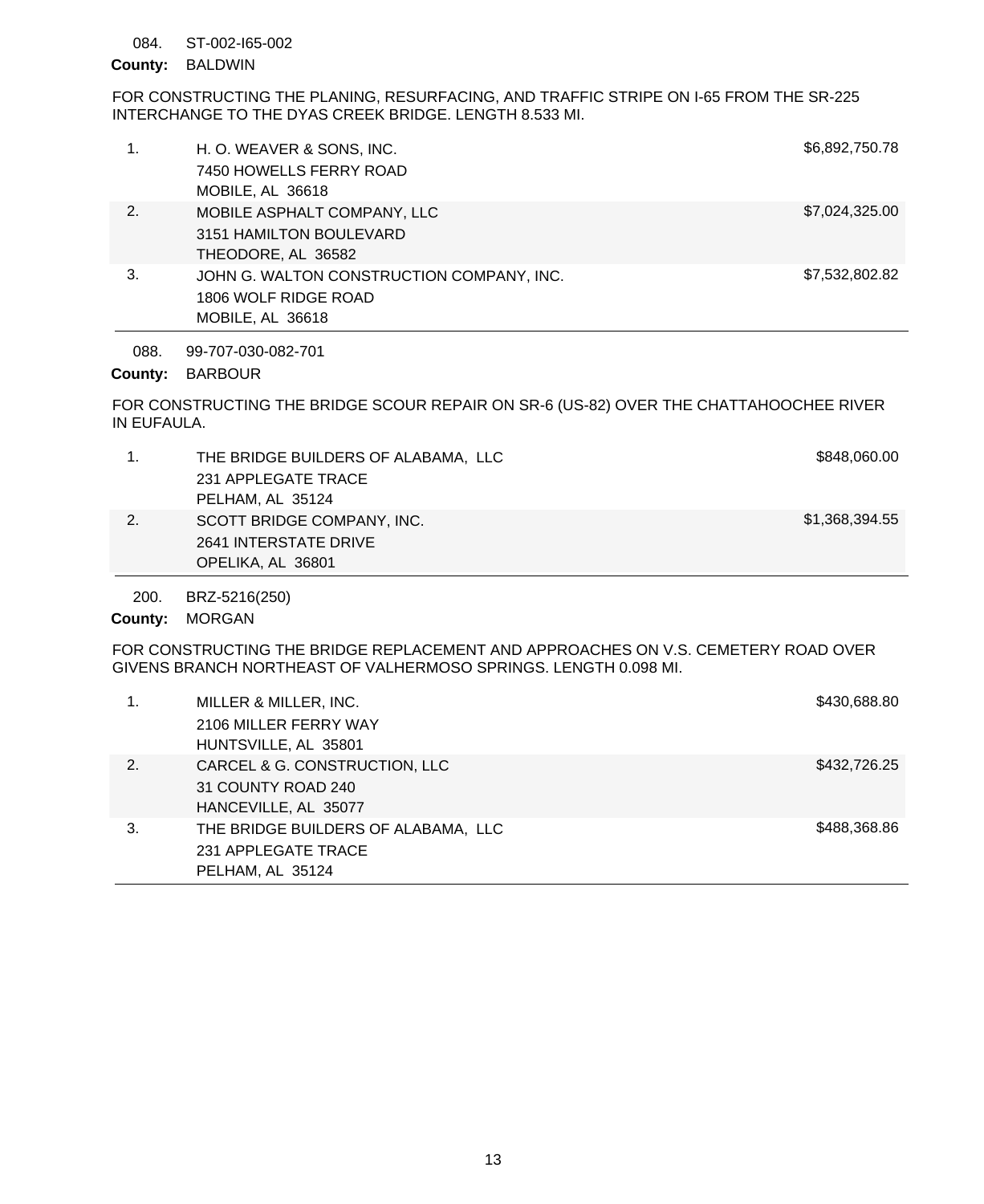084. ST-002-I65-002

**County:** BALDWIN

FOR CONSTRUCTING THE PLANING, RESURFACING, AND TRAFFIC STRIPE ON I-65 FROM THE SR-225 INTERCHANGE TO THE DYAS CREEK BRIDGE. LENGTH 8.533 MI.

| | | |
|---|---|---|
| 1. | H. O. WEAVER & SONS, INC.<br>7450 HOWELLS FERRY ROAD<br>MOBILE, AL 36618 | $6,892,750.78 |
| 2. | MOBILE ASPHALT COMPANY, LLC<br>3151 HAMILTON BOULEVARD<br>THEODORE, AL 36582 | $7,024,325.00 |
| 3. | JOHN G. WALTON CONSTRUCTION COMPANY, INC.<br>1806 WOLF RIDGE ROAD<br>MOBILE, AL 36618 | $7,532,802.82 |

088. 99-707-030-082-701

**County:** BARBOUR

FOR CONSTRUCTING THE BRIDGE SCOUR REPAIR ON SR-6 (US-82) OVER THE CHATTAHOOCHEE RIVER IN EUFAULA.

| | | |
|---|---|---|
| 1. | THE BRIDGE BUILDERS OF ALABAMA, LLC<br>231 APPLEGATE TRACE<br>PELHAM, AL 35124 | $848,060.00 |
| 2. | SCOTT BRIDGE COMPANY, INC.<br>2641 INTERSTATE DRIVE<br>OPELIKA, AL 36801 | $1,368,394.55 |

200. BRZ-5216(250)

**County:** MORGAN

FOR CONSTRUCTING THE BRIDGE REPLACEMENT AND APPROACHES ON V.S. CEMETERY ROAD OVER GIVENS BRANCH NORTHEAST OF VALHERMOSO SPRINGS. LENGTH 0.098 MI.

| | | |
|---|---|---|
| 1. | MILLER & MILLER, INC.<br>2106 MILLER FERRY WAY<br>HUNTSVILLE, AL 35801 | $430,688.80 |
| 2. | CARCEL & G. CONSTRUCTION, LLC<br>31 COUNTY ROAD 240<br>HANCEVILLE, AL 35077 | $432,726.25 |
| 3. | THE BRIDGE BUILDERS OF ALABAMA, LLC<br>231 APPLEGATE TRACE<br>PELHAM, AL 35124 | $488,368.86 |